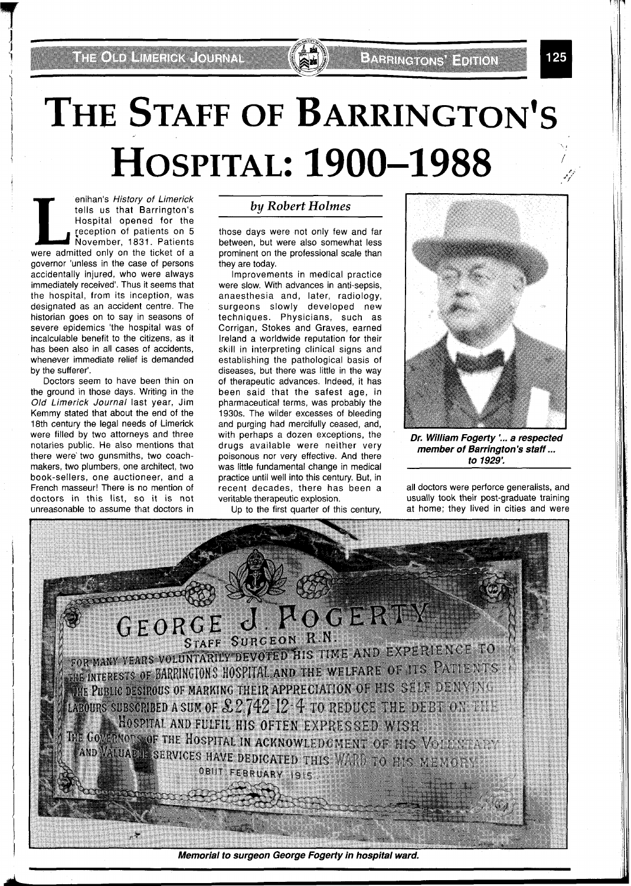# THE STAFF OF BARRINGTON'S HOSPITAL: 1900–1988

*by Robert Holmes*

Lenihan's *History of Limerick* tells us that Barrington's Hospital opened for the reception of patients on 5 November, 1831. Patients were admitted only on the ticket of a governor 'unless in the case of persons accidentally injured, who were always immediately received'. Thus it seems that the hospital, from its inception, was designated as an accident centre. The historian goes on to say in seasons of severe epidemics 'the hospital was of incalculable benefit to the citizens, as it has been also in all cases of accidents, whenever immediate relief is demanded by the sufferer'.

Doctors seem to have been thin on the ground in those days. Writing in the *Old Limerick Journal* last year, Jim Kemmy stated that about the end of the 18th century the legal needs of Limerick were filled by two attorneys and three notaries public. He also mentions that there were two gunsmiths, two coach-makers, two plumbers, one architect, two book-sellers, one auctioneer, and a French masseur! There is no mention of doctors in this list, so it is not unreasonable to assume that doctors in those days were not only few and far between, but were also somewhat less prominent on the professional scale than they are today.

Improvements in medical practice were slow. With advances in anti-sepsis, anaesthesia and, later, radiology, surgeons slowly developed new techniques. Physicians, such as Corrigan, Stokes and Graves, earned Ireland a worldwide reputation for their skill in interpreting clinical signs and establishing the pathological basis of diseases, but there was little in the way of therapeutic advances. Indeed, it has been said that the safest age, in pharmaceutical terms, was probably the 1930s. The wilder excesses of bleeding and purging had mercifully ceased, and, with perhaps a dozen exceptions, the drugs available were neither very poisonous nor very effective. And there was little fundamental change in medical practice until well into this century. But, in recent decades, there has been a veritable therapeutic explosion.

Up to the first quarter of this century, all doctors were perforce generalists, and usually took their post-graduate training at home; they lived in cities and were

*Dr. William Fogerty '... a respected member of Barrington's staff ... to 1929'.*

GEORGE J. FOGERTY
STAFF SURGEON R.N.
FOR MANY YEARS VOLUNTARILY DEVOTED HIS TIME AND EXPERIENCE TO THE INTERESTS OF BARRINGTONS HOSPITAL AND THE WELFARE OF ITS PATIENTS. THE PUBLIC DESIROUS OF MARKING THEIR APPRECIATION OF HIS SELF DENYING LABOURS SUBSCRIBED A SUM OF £2,742-12-4 TO REDUCE THE DEBT ON THE HOSPITAL AND FULFIL HIS OFTEN EXPRESSED WISH.
THE GOVERNORS OF THE HOSPITAL IN ACKNOWLEDGMENT OF HIS VOLUNTARY AND VALUABLE SERVICES HAVE DEDICATED THIS WARD TO HIS MEMORY.
OBIIT FEBRUARY 1915

*Memorial to surgeon George Fogerty in hospital ward.*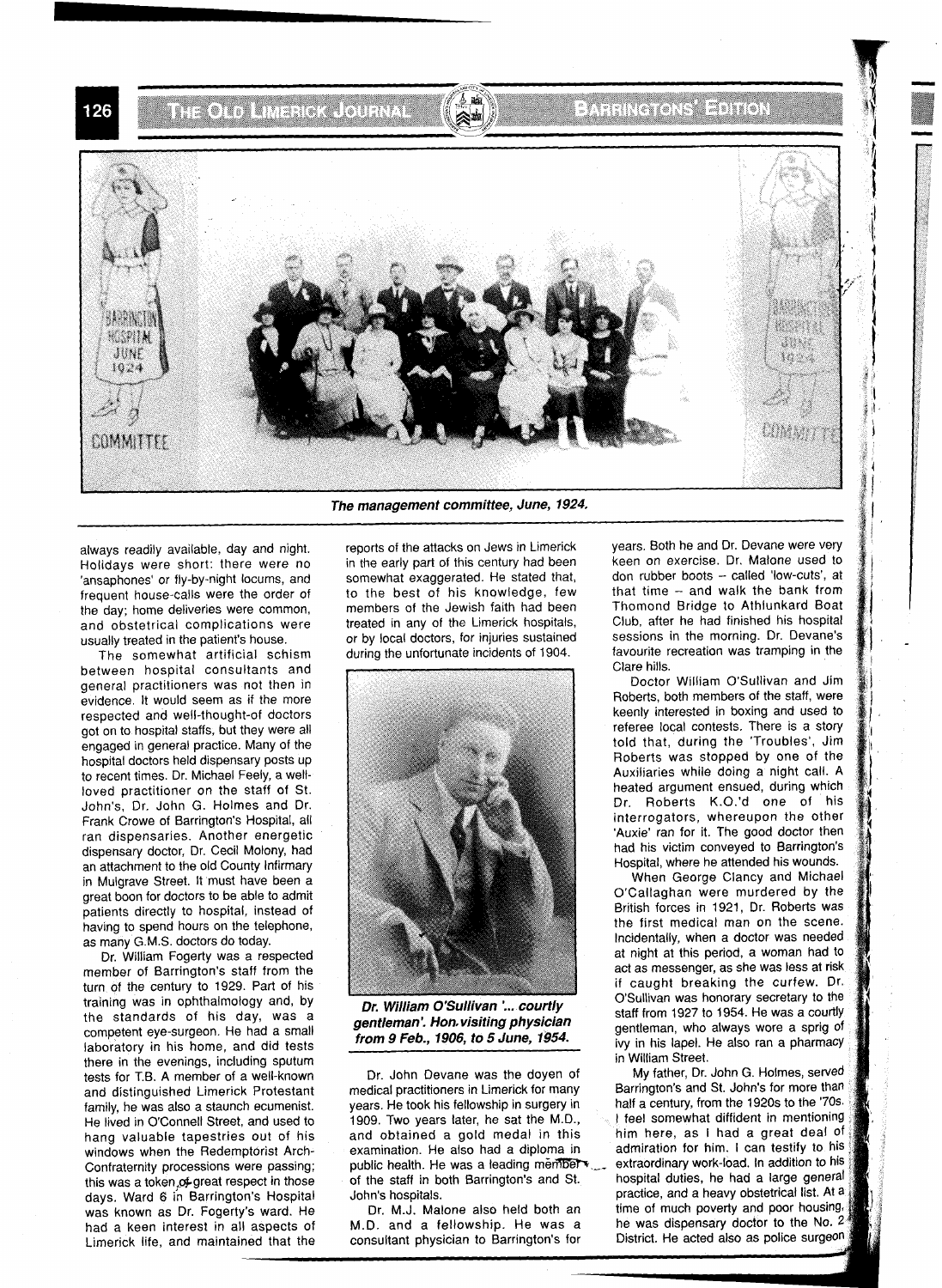*The management committee, June, 1924.*

always readily available, day and night. Holidays were short: there were no 'ansaphones' or fly-by-night locums, and frequent house-calls were the order of the day; home deliveries were common, and obstetrical complications were usually treated in the patient's house.

The somewhat artificial schism between hospital consultants and general practitioners was not then in evidence. It would seem as if the more respected and well-thought-of doctors got on to hospital staffs, but they were all engaged in general practice. Many of the hospital doctors held dispensary posts up to recent times. Dr. Michael Feely, a well-loved practitioner on the staff of St. John's, Dr. John G. Holmes and Dr. Frank Crowe of Barrington's Hospital, all ran dispensaries. Another energetic dispensary doctor, Dr. Cecil Molony, had an attachment to the old County Infirmary in Mulgrave Street. It must have been a great boon for doctors to be able to admit patients directly to hospital, instead of having to spend hours on the telephone, as many G.M.S. doctors do today.

Dr. William Fogerty was a respected member of Barrington's staff from the turn of the century to 1929. Part of his training was in ophthalmology and, by the standards of his day, was a competent eye-surgeon. He had a small laboratory in his home, and did tests there in the evenings, including sputum tests for T.B. A member of a well-known and distinguished Limerick Protestant family, he was also a staunch ecumenist. He lived in O'Connell Street, and used to hang valuable tapestries out of his windows when the Redemptorist Arch-Confraternity processions were passing; this was a token of great respect in those days. Ward 6 in Barrington's Hospital was known as Dr. Fogerty's ward. He had a keen interest in all aspects of Limerick life, and maintained that the reports of the attacks on Jews in Limerick in the early part of this century had been somewhat exaggerated. He stated that, to the best of his knowledge, few members of the Jewish faith had been treated in any of the Limerick hospitals, or by local doctors, for injuries sustained during the unfortunate incidents of 1904.

***Dr. William O'Sullivan '... courtly gentleman'. Hon. visiting physician from 9 Feb., 1906, to 5 June, 1954.***

Dr. John Devane was the doyen of medical practitioners in Limerick for many years. He took his fellowship in surgery in 1909. Two years later, he sat the M.D., and obtained a gold medal in this examination. He also had a diploma in public health. He was a leading member of the staff in both Barrington's and St. John's hospitals.

Dr. M.J. Malone also held both an M.D. and a fellowship. He was a consultant physician to Barrington's for years. Both he and Dr. Devane were very keen on exercise. Dr. Malone used to don rubber boots – called 'low-cuts', at that time – and walk the bank from Thomond Bridge to Athlunkard Boat Club, after he had finished his hospital sessions in the morning. Dr. Devane's favourite recreation was tramping in the Clare hills.

Doctor William O'Sullivan and Jim Roberts, both members of the staff, were keenly interested in boxing and used to referee local contests. There is a story told that, during the 'Troubles', Jim Roberts was stopped by one of the Auxiliaries while doing a night call. A heated argument ensued, during which Dr. Roberts K.O.'d one of his interrogators, whereupon the other 'Auxie' ran for it. The good doctor then had his victim conveyed to Barrington's Hospital, where he attended his wounds.

When George Clancy and Michael O'Callaghan were murdered by the British forces in 1921, Dr. Roberts was the first medical man on the scene. Incidentally, when a doctor was needed at night at this period, a woman had to act as messenger, as she was less at risk if caught breaking the curfew. Dr. O'Sullivan was honorary secretary to the staff from 1927 to 1954. He was a courtly gentleman, who always wore a sprig of ivy in his lapel. He also ran a pharmacy in William Street.

My father, Dr. John G. Holmes, served Barrington's and St. John's for more than half a century, from the 1920s to the '70s. I feel somewhat diffident in mentioning him here, as I had a great deal of admiration for him. I can testify to his extraordinary work-load. In addition to his hospital duties, he had a large general practice, and a heavy obstetrical list. At a time of much poverty and poor housing, he was dispensary doctor to the No. 2 District. He acted also as police surgeon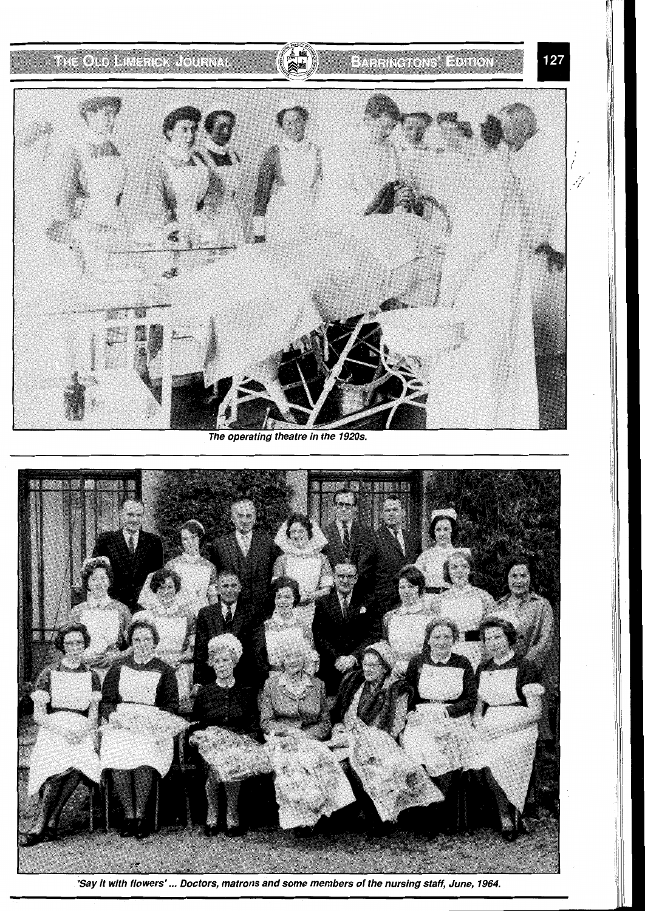The operating theatre in the 1920s.

'Say it with flowers' ... Doctors, matrons and some members of the nursing staff, June, 1964.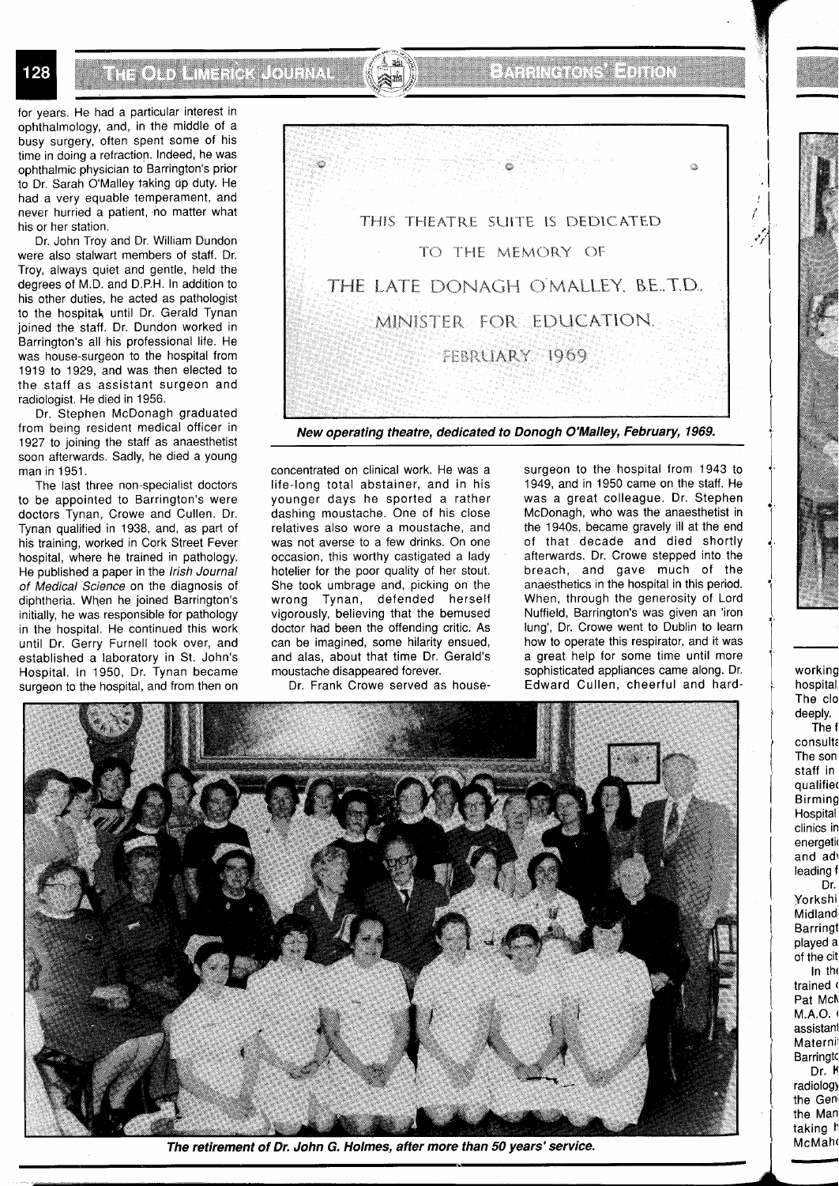for years. He had a particular interest in ophthalmology, and, in the middle of a busy surgery, often spent some of his time in doing a refraction. Indeed, he was ophthalmic physician to Barrington's prior to Dr. Sarah O'Malley taking up duty. He had a very equable temperament, and never hurried a patient, no matter what his or her station.

Dr. John Troy and Dr. William Dundon were also stalwart members of staff. Dr. Troy, always quiet and gentle, held the degrees of M.D. and D.P.H. In addition to his other duties, he acted as pathologist to the hospital, until Dr. Gerald Tynan joined the staff. Dr. Dundon worked in Barrington's all his professional life. He was house-surgeon to the hospital from 1919 to 1929, and was then elected to the staff as assistant surgeon and radiologist. He died in 1956.

Dr. Stephen McDonagh graduated from being resident medical officer in 1927 to joining the staff as anaesthetist soon afterwards. Sadly, he died a young man in 1951.

The last three non-specialist doctors to be appointed to Barrington's were doctors Tynan, Crowe and Cullen. Dr. Tynan qualified in 1938, and, as part of his training, worked in Cork Street Fever hospital, where he trained in pathology. He published a paper in the *Irish Journal of Medical Science* on the diagnosis of diphtheria. When he joined Barrington's initially, he was responsible for pathology in the hospital. He continued this work until Dr. Gerry Furnell took over, and established a laboratory in St. John's Hospital. In 1950, Dr. Tynan became surgeon to the hospital, and from then on concentrated on clinical work. He was a life-long total abstainer, and in his younger days he sported a rather dashing moustache. One of his close relatives also wore a moustache, and was not averse to a few drinks. On one occasion, this worthy castigated a lady hotelier for the poor quality of her stout. She took umbrage and, picking on the wrong Tynan, defended herself vigorously, believing that the bemused doctor had been the offending critic. As can be imagined, some hilarity ensued, and alas, about that time Dr. Gerald's moustache disappeared forever.

Dr. Frank Crowe served as house-surgeon to the hospital from 1943 to 1949, and in 1950 came on the staff. He was a great colleague. Dr. Stephen McDonagh, who was the anaesthetist in the 1940s, became gravely ill at the end of that decade and died shortly afterwards. Dr. Crowe stepped into the breach, and gave much of the anaesthetics in the hospital in this period. When, through the generosity of Lord Nuffield, Barrington's was given an 'iron lung', Dr. Crowe went to Dublin to learn how to operate this respirator, and it was a great help for some time until more sophisticated appliances came along. Dr. Edward Cullen, cheerful and hard-

THIS THEATRE SUITE IS DEDICATED TO THE MEMORY OF THE LATE DONAGH O'MALLEY, B.E., T.D., MINISTER FOR EDUCATION, FEBRUARY 1969

***New operating theatre, dedicated to Donogh O'Malley, February, 1969.***

***The retirement of Dr. John G. Holmes, after more than 50 years' service.***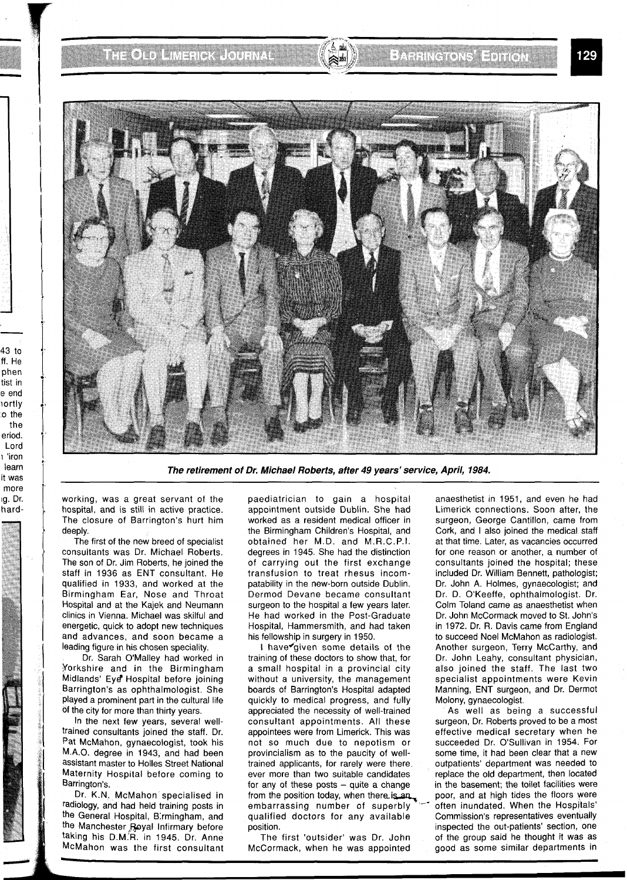*The retirement of Dr. Michael Roberts, after 49 years' service, April, 1984.*

working, was a great servant of the hospital, and is still in active practice. The closure of Barrington's hurt him deeply.

The first of the new breed of specialist consultants was Dr. Michael Roberts. The son of Dr. Jim Roberts, he joined the staff in 1936 as ENT consultant. He qualified in 1933, and worked at the Birmingham Ear, Nose and Throat Hospital and at the Kajek and Neumann clinics in Vienna. Michael was skilful and energetic, quick to adopt new techniques and advances, and soon became a leading figure in his chosen speciality.

Dr. Sarah O'Malley had worked in Yorkshire and in the Birmingham Midlands' Eye Hospital before joining Barrington's as ophthalmologist. She played a prominent part in the cultural life of the city for more than thirty years.

In the next few years, several well-trained consultants joined the staff. Dr. Pat McMahon, gynaecologist, took his M.A.O. degree in 1943, and had been assistant master to Holles Street National Maternity Hospital before coming to Barrington's.

Dr. K.N. McMahon specialised in radiology, and had held training posts in the General Hospital, Birmingham, and the Manchester Royal Infirmary before taking his D.M.R. in 1945. Dr. Anne McMahon was the first consultant paediatrician to gain a hospital appointment outside Dublin. She had worked as a resident medical officer in the Birmingham Children's Hospital, and obtained her M.D. and M.R.C.P.I. degrees in 1945. She had the distinction of carrying out the first exchange transfusion to treat rhesus incompatability in the new-born outside Dublin. Dermod Devane became consultant surgeon to the hospital a few years later. He had worked in the Post-Graduate Hospital, Hammersmith, and had taken his fellowship in surgery in 1950.

I have given some details of the training of these doctors to show that, for a small hospital in a provincial city without a university, the management boards of Barrington's Hospital adapted quickly to medical progress, and fully appreciated the necessity of well-trained consultant appointments. All these appointees were from Limerick. This was not so much due to nepotism or provincialism as to the paucity of well-trained applicants, for rarely were there ever more than two suitable candidates for any of these posts – quite a change from the position today, when there is an embarrassing number of superbly qualified doctors for any available position.

The first 'outsider' was Dr. John McCormack, when he was appointed anaesthetist in 1951, and even he had Limerick connections. Soon after, the surgeon, George Cantillon, came from Cork, and I also joined the medical staff at that time. Later, as vacancies occurred for one reason or another, a number of consultants joined the hospital; these included Dr. William Bennett, pathologist; Dr. John A. Holmes, gynaecologist; and Dr. D. O'Keeffe, ophthalmologist. Dr. Colm Toland came as anaesthetist when Dr. John McCormack moved to St. John's in 1972. Dr. R. Davis came from England to succeed Noel McMahon as radiologist. Another surgeon, Terry McCarthy, and Dr. John Leahy, consultant physician, also joined the staff. The last two specialist appointments were Kevin Manning, ENT surgeon, and Dr. Dermot Molony, gynaecologist.

As well as being a successful surgeon, Dr. Roberts proved to be a most effective medical secretary when he succeeded Dr. O'Sullivan in 1954. For some time, it had been clear that a new outpatients' department was needed to replace the old department, then located in the basement; the toilet facilities were poor, and at high tides the floors were often inundated. When the Hospitals' Commission's representatives eventually inspected the out-patients' section, one of the group said he thought it was as good as some similar departments in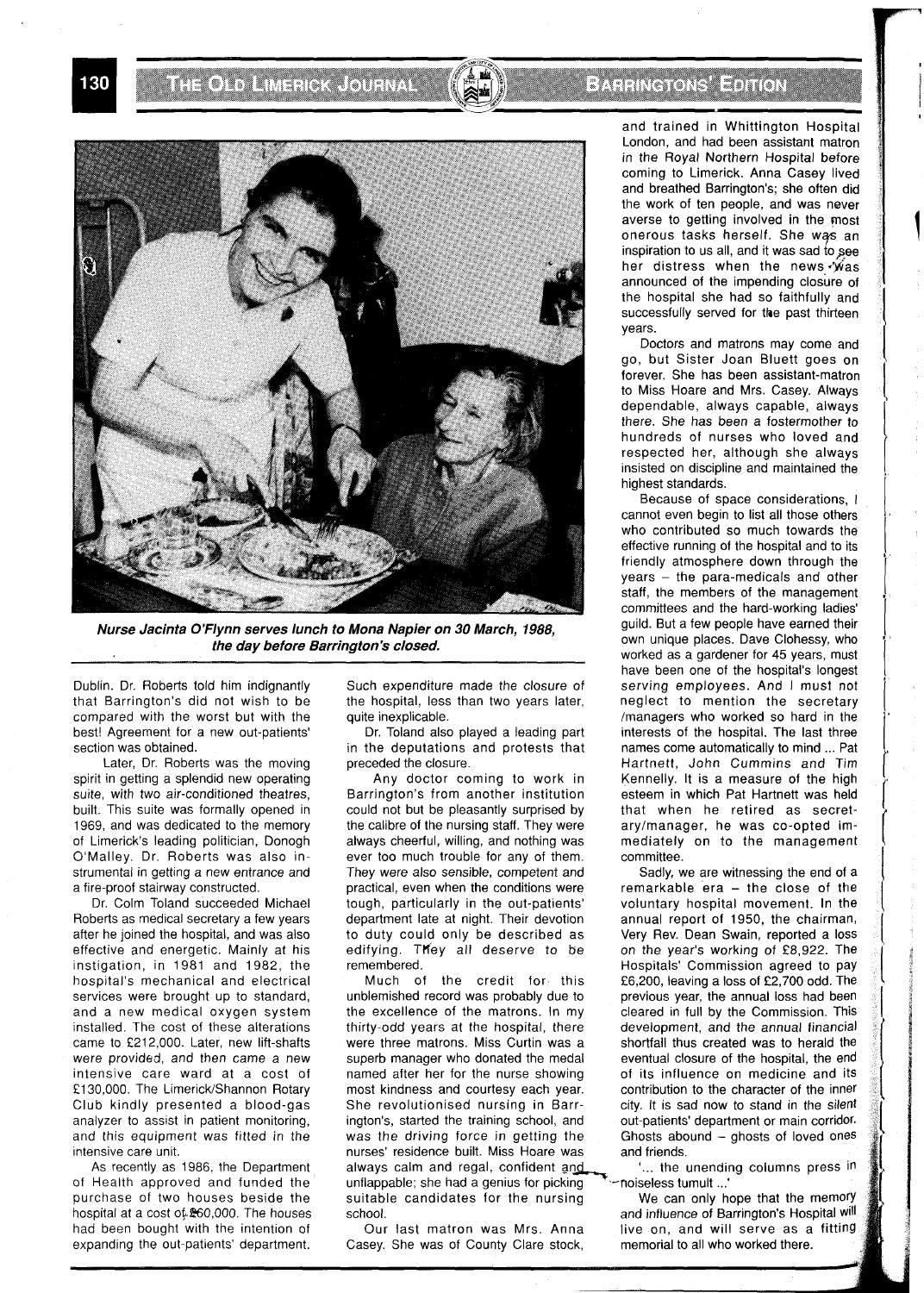Nurse Jacinta O'Flynn serves lunch to Mona Napier on 30 March, 1988, the day before Barrington's closed.

Dublin. Dr. Roberts told him indignantly that Barrington's did not wish to be compared with the worst but with the best! Agreement for a new out-patients' section was obtained.

Later, Dr. Roberts was the moving spirit in getting a splendid new operating suite, with two air-conditioned theatres, built. This suite was formally opened in 1969, and was dedicated to the memory of Limerick's leading politician, Donogh O'Malley. Dr. Roberts was also instrumental in getting a new entrance and a fire-proof stairway constructed.

Dr. Colm Toland succeeded Michael Roberts as medical secretary a few years after he joined the hospital, and was also effective and energetic. Mainly at his instigation, in 1981 and 1982, the hospital's mechanical and electrical services were brought up to standard, and a new medical oxygen system installed. The cost of these alterations came to £212,000. Later, new lift-shafts were provided, and then came a new intensive care ward at a cost of £130,000. The Limerick/Shannon Rotary Club kindly presented a blood-gas analyzer to assist in patient monitoring, and this equipment was fitted in the intensive care unit.

As recently as 1986, the Department of Health approved and funded the purchase of two houses beside the hospital at a cost of £60,000. The houses had been bought with the intention of expanding the out-patients' department. Such expenditure made the closure of the hospital, less than two years later, quite inexplicable.

Dr. Toland also played a leading part in the deputations and protests that preceded the closure.

Any doctor coming to work in Barrington's from another institution could not but be pleasantly surprised by the calibre of the nursing staff. They were always cheerful, willing, and nothing was ever too much trouble for any of them. They were also sensible, competent and practical, even when the conditions were tough, particularly in the out-patients' department late at night. Their devotion to duty could only be described as edifying. They all deserve to be remembered.

Much of the credit for this unblemished record was probably due to the excellence of the matrons. In my thirty-odd years at the hospital, there were three matrons. Miss Curtin was a superb manager who donated the medal named after her for the nurse showing most kindness and courtesy each year. She revolutionised nursing in Barrington's, started the training school, and was the driving force in getting the nurses' residence built. Miss Hoare was always calm and regal, confident and unflappable; she had a genius for picking suitable candidates for the nursing school.

Our last matron was Mrs. Anna Casey. She was of County Clare stock, and trained in Whittington Hospital London, and had been assistant matron in the Royal Northern Hospital before coming to Limerick. Anna Casey lived and breathed Barrington's; she often did the work of ten people, and was never averse to getting involved in the most onerous tasks herself. She was an inspiration to us all, and it was sad to see her distress when the news was announced of the impending closure of the hospital she had so faithfully and successfully served for the past thirteen years.

Doctors and matrons may come and go, but Sister Joan Bluett goes on forever. She has been assistant-matron to Miss Hoare and Mrs. Casey. Always dependable, always capable, always there. She has been a fostermother to hundreds of nurses who loved and respected her, although she always insisted on discipline and maintained the highest standards.

Because of space considerations, I cannot even begin to list all those others who contributed so much towards the effective running of the hospital and to its friendly atmosphere down through the years – the para-medicals and other staff, the members of the management committees and the hard-working ladies' guild. But a few people have earned their own unique places. Dave Clohessy, who worked as a gardener for 45 years, must have been one of the hospital's longest serving employees. And I must not neglect to mention the secretary /managers who worked so hard in the interests of the hospital. The last three names come automatically to mind ... Pat Hartnett, John Cummins and Tim Kennelly. It is a measure of the high esteem in which Pat Hartnett was held that when he retired as secretary/manager, he was co-opted immediately on to the management committee.

Sadly, we are witnessing the end of a remarkable era – the close of the voluntary hospital movement. In the annual report of 1950, the chairman, Very Rev. Dean Swain, reported a loss on the year's working of £8,922. The Hospitals' Commission agreed to pay £6,200, leaving a loss of £2,700 odd. The previous year, the annual loss had been cleared in full by the Commission. This development, and the annual financial shortfall thus created was to herald the eventual closure of the hospital, the end of its influence on medicine and its contribution to the character of the inner city. It is sad now to stand in the silent out-patients' department or main corridor. Ghosts abound – ghosts of loved ones and friends.

'... the unending columns press in noiseless tumult ...'

We can only hope that the memory and influence of Barrington's Hospital will live on, and will serve as a fitting memorial to all who worked there.